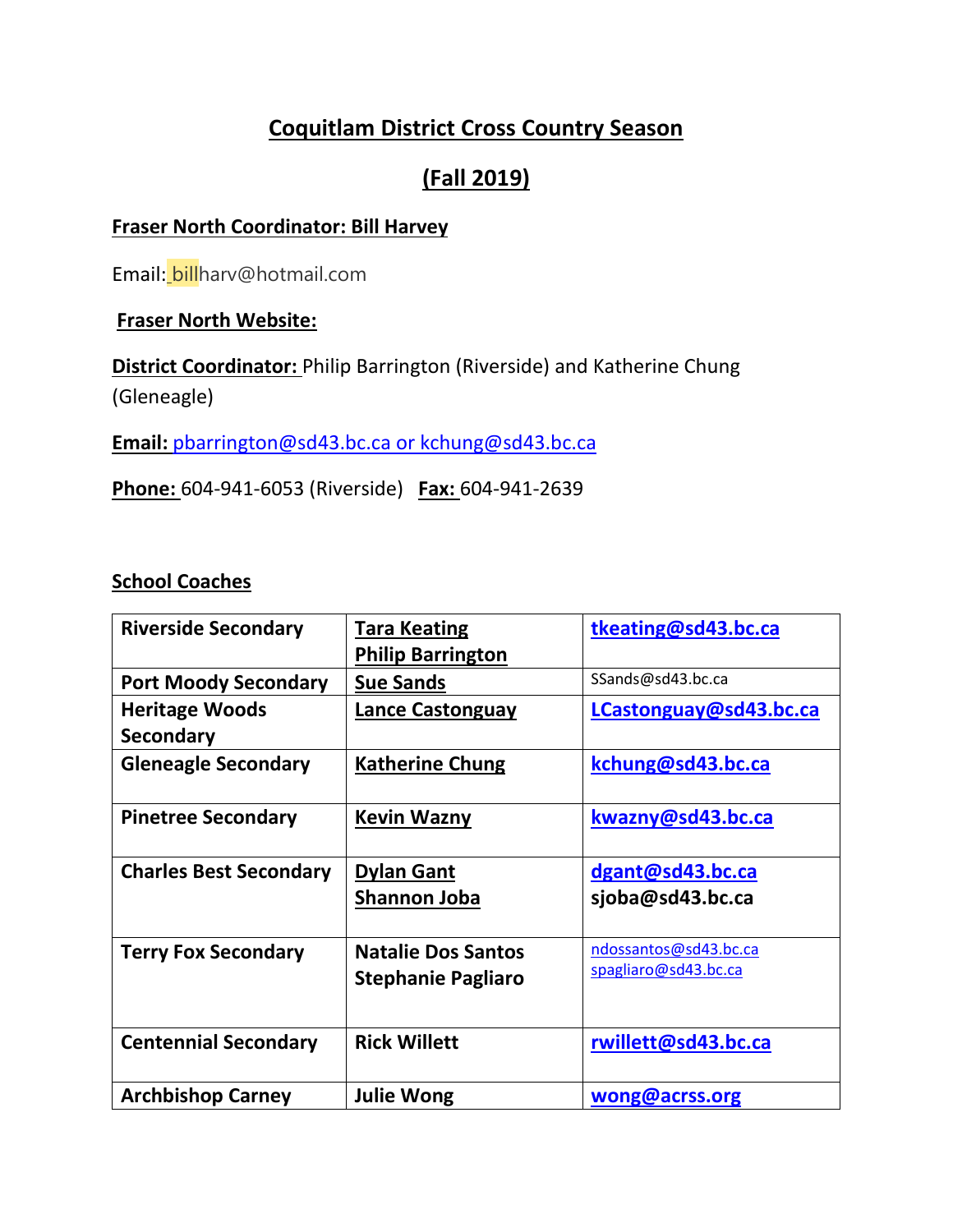# Coquitlam District Cross Country Season

## (Fall 2019)

**Fraser North Coordinator: Bill Harvey**

Email: billharv@hotmail.com

**Fraser North Website:**

**District Coordinator:** Philip Barrington (Riverside) and Katherine Chung (Gleneagle)

**Email:** pbarrington@sd43.bc.ca or kchung@sd43.bc.ca

**Phone:** 604-941-6053 (Riverside) **Fax:** 604-941-2639

**School Coaches**

| School | Coach | Email |
|---|---|---|
| **Riverside Secondary** | **Tara Keating**<br>**Philip Barrington** | **tkeating@sd43.bc.ca** |
| **Port Moody Secondary** | **Sue Sands** | SSands@sd43.bc.ca |
| **Heritage Woods Secondary** | **Lance Castonguay** | **LCastonguay@sd43.bc.ca** |
| **Gleneagle Secondary** | **Katherine Chung** | **kchung@sd43.bc.ca** |
| **Pinetree Secondary** | **Kevin Wazny** | **kwazny@sd43.bc.ca** |
| **Charles Best Secondary** | **Dylan Gant**<br>**Shannon Joba** | **dgant@sd43.bc.ca**<br>**sjoba@sd43.bc.ca** |
| **Terry Fox Secondary** | **Natalie Dos Santos**<br>**Stephanie Pagliaro** | ndossantos@sd43.bc.ca<br>spagliaro@sd43.bc.ca |
| **Centennial Secondary** | **Rick Willett** | **rwillett@sd43.bc.ca** |
| **Archbishop Carney** | **Julie Wong** | **wong@acrss.org** |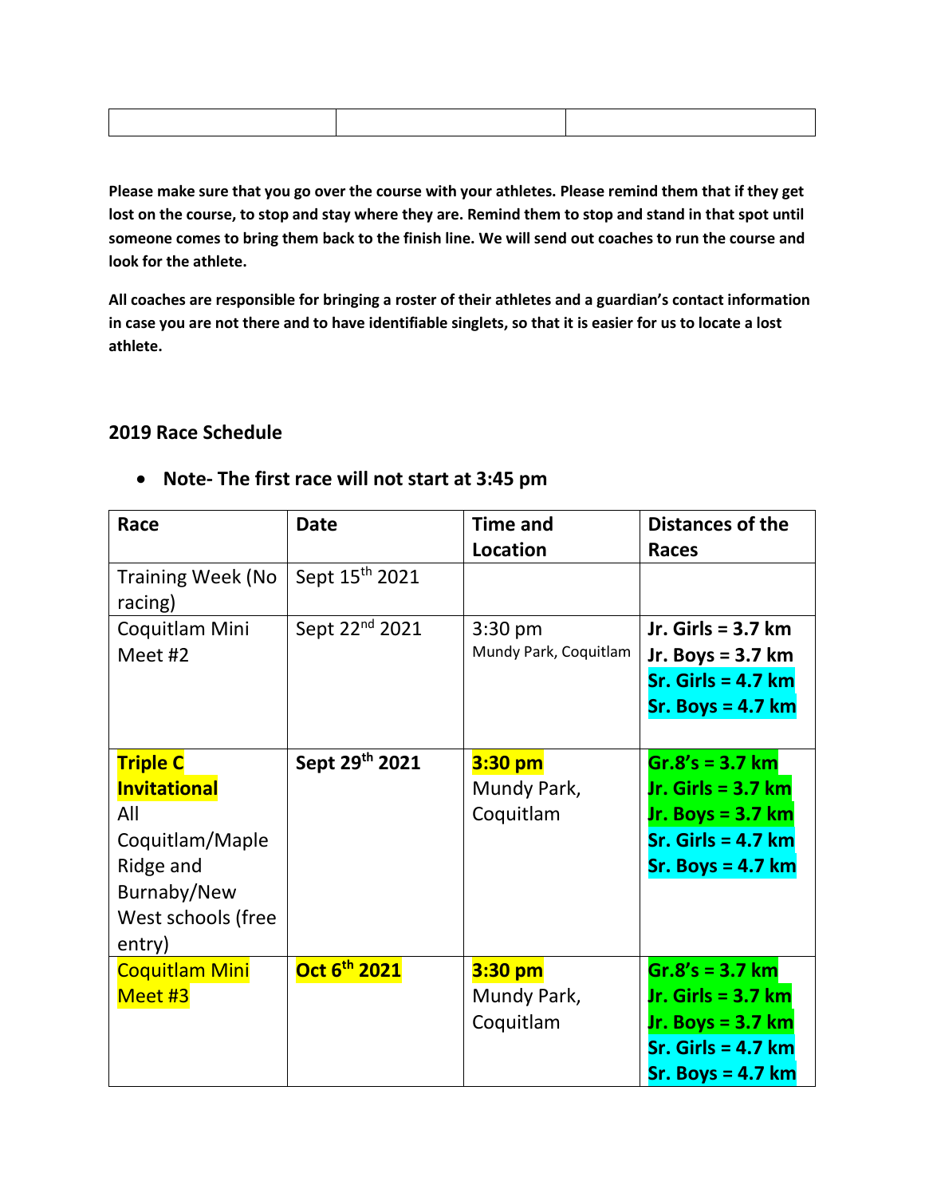| | | |
|---|---|---|
| | | |

**Please make sure that you go over the course with your athletes. Please remind them that if they get lost on the course, to stop and stay where they are. Remind them to stop and stand in that spot until someone comes to bring them back to the finish line. We will send out coaches to run the course and look for the athlete.**

**All coaches are responsible for bringing a roster of their athletes and a guardian's contact information in case you are not there and to have identifiable singlets, so that it is easier for us to locate a lost athlete.**

## 2019 Race Schedule

- **Note- The first race will not start at 3:45 pm**

| Race | Date | Time and Location | Distances of the Races |
|---|---|---|---|
| Training Week (No racing) | Sept 15th 2021 | | |
| Coquitlam Mini Meet #2 | Sept 22nd 2021 | 3:30 pm<br>Mundy Park, Coquitlam | **Jr. Girls = 3.7 km**<br>**Jr. Boys = 3.7 km**<br>**Sr. Girls = 4.7 km**<br>**Sr. Boys = 4.7 km** |
| **Triple C Invitational**<br>All Coquitlam/Maple Ridge and Burnaby/New West schools (free entry) | **Sept 29th 2021** | **3:30 pm**<br>Mundy Park, Coquitlam | **Gr.8's = 3.7 km**<br>**Jr. Girls = 3.7 km**<br>**Jr. Boys = 3.7 km**<br>**Sr. Girls = 4.7 km**<br>**Sr. Boys = 4.7 km** |
| Coquitlam Mini Meet #3 | **Oct 6th 2021** | **3:30 pm**<br>Mundy Park, Coquitlam | **Gr.8's = 3.7 km**<br>**Jr. Girls = 3.7 km**<br>**Jr. Boys = 3.7 km**<br>**Sr. Girls = 4.7 km**<br>**Sr. Boys = 4.7 km** |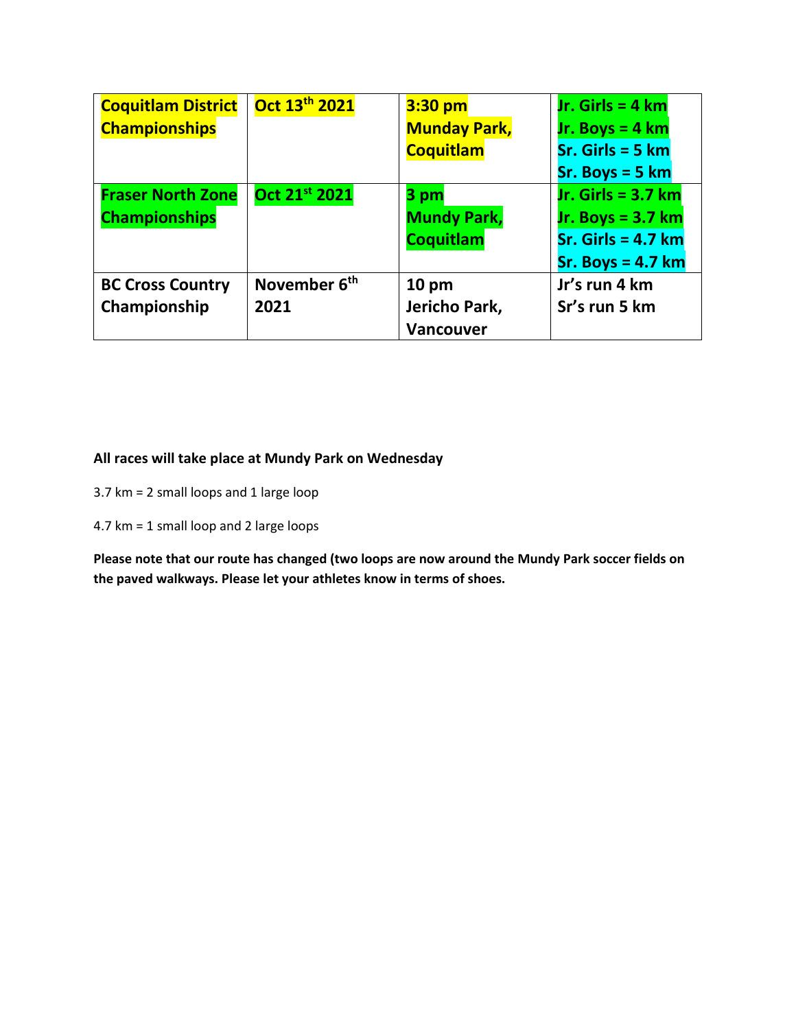| **Coquitlam District Championships** | **Oct 13th 2021** | **3:30 pm Munday Park, Coquitlam** | **Jr. Girls = 4 km**<br>**Jr. Boys = 4 km**<br>**Sr. Girls = 5 km**<br>**Sr. Boys = 5 km** |
|---|---|---|---|
| **Fraser North Zone Championships** | **Oct 21st 2021** | **3 pm Mundy Park, Coquitlam** | **Jr. Girls = 3.7 km**<br>**Jr. Boys = 3.7 km**<br>**Sr. Girls = 4.7 km**<br>**Sr. Boys = 4.7 km** |
| **BC Cross Country Championship** | **November 6th 2021** | **10 pm Jericho Park, Vancouver** | **Jr's run 4 km**<br>**Sr's run 5 km** |

**All races will take place at Mundy Park on Wednesday**

3.7 km = 2 small loops and 1 large loop

4.7 km = 1 small loop and 2 large loops

**Please note that our route has changed (two loops are now around the Mundy Park soccer fields on the paved walkways. Please let your athletes know in terms of shoes.**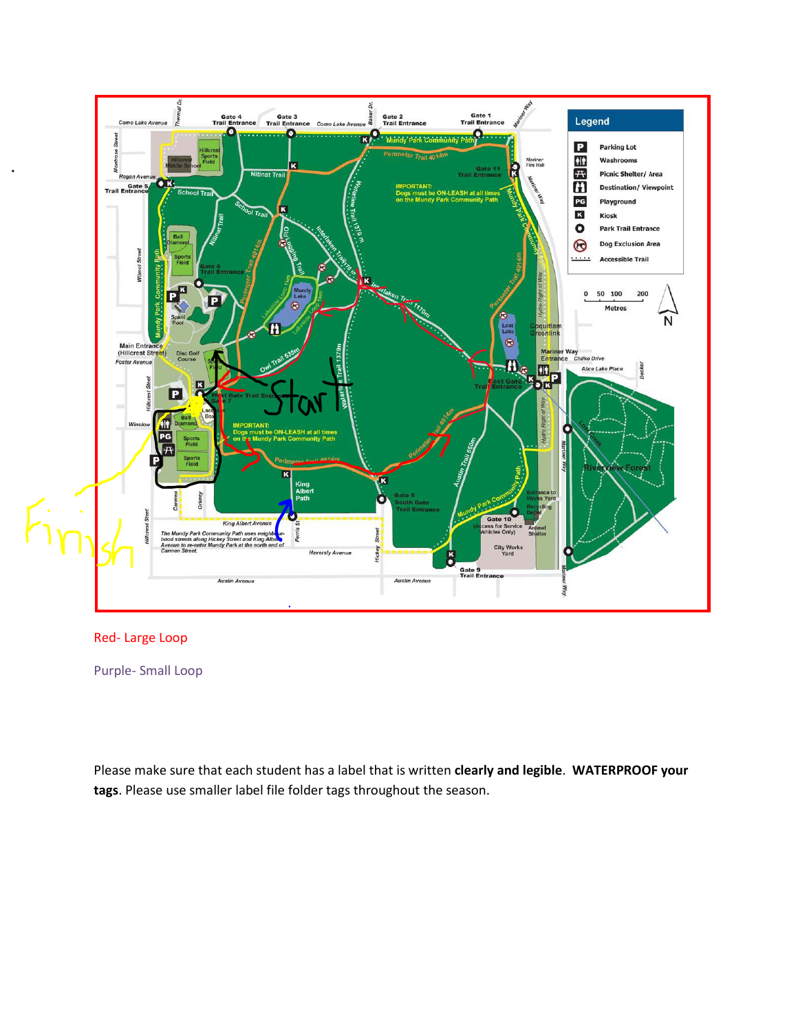Red- Large Loop

Purple- Small Loop

Please make sure that each student has a label that is written **clearly and legible**. **WATERPROOF your tags**. Please use smaller label file folder tags throughout the season.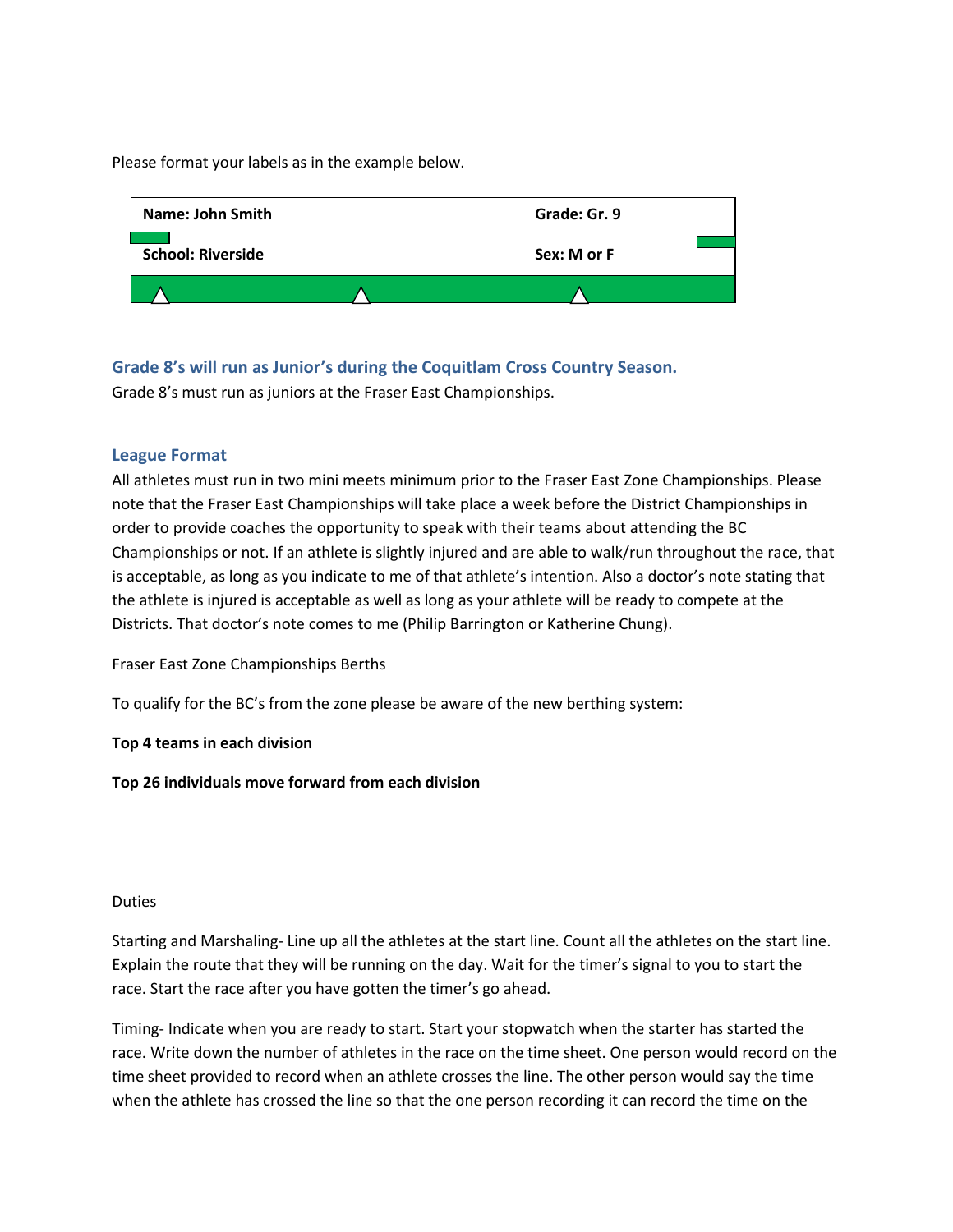Please format your labels as in the example below.

| **Name: John Smith** | **Grade: Gr. 9** |
| --- | --- |
| **School: Riverside** | **Sex: M or F** |

### Grade 8's will run as Junior's during the Coquitlam Cross Country Season.

Grade 8's must run as juniors at the Fraser East Championships.

### League Format

All athletes must run in two mini meets minimum prior to the Fraser East Zone Championships. Please note that the Fraser East Championships will take place a week before the District Championships in order to provide coaches the opportunity to speak with their teams about attending the BC Championships or not. If an athlete is slightly injured and are able to walk/run throughout the race, that is acceptable, as long as you indicate to me of that athlete's intention. Also a doctor's note stating that the athlete is injured is acceptable as well as long as your athlete will be ready to compete at the Districts. That doctor's note comes to me (Philip Barrington or Katherine Chung).

Fraser East Zone Championships Berths

To qualify for the BC's from the zone please be aware of the new berthing system:

**Top 4 teams in each division**

**Top 26 individuals move forward from each division**

Duties

Starting and Marshaling- Line up all the athletes at the start line. Count all the athletes on the start line. Explain the route that they will be running on the day. Wait for the timer's signal to you to start the race. Start the race after you have gotten the timer's go ahead.

Timing- Indicate when you are ready to start. Start your stopwatch when the starter has started the race. Write down the number of athletes in the race on the time sheet. One person would record on the time sheet provided to record when an athlete crosses the line. The other person would say the time when the athlete has crossed the line so that the one person recording it can record the time on the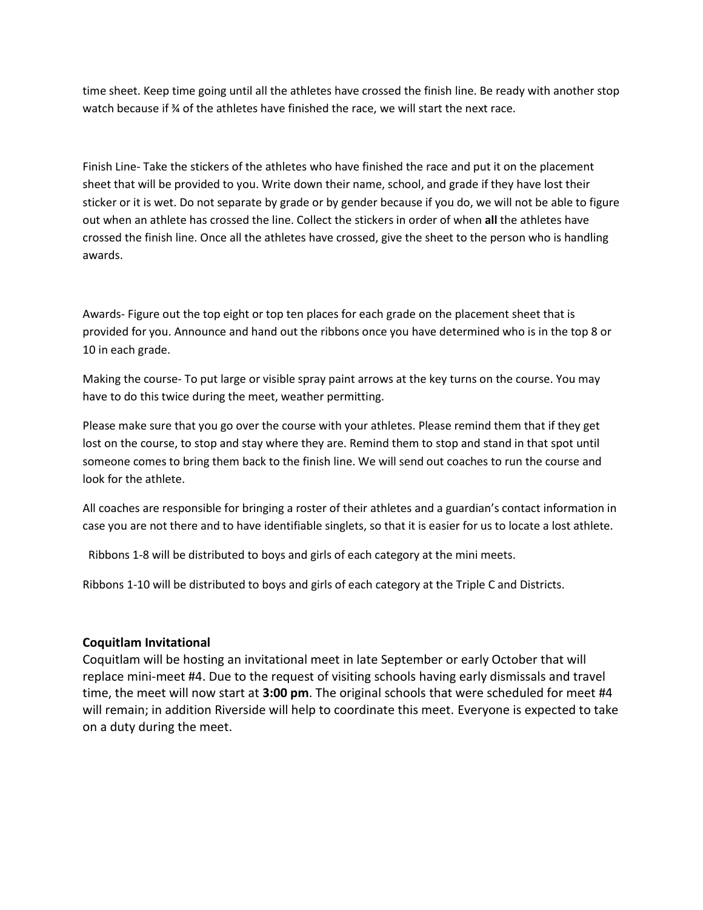time sheet. Keep time going until all the athletes have crossed the finish line. Be ready with another stop watch because if ¾ of the athletes have finished the race, we will start the next race.

Finish Line- Take the stickers of the athletes who have finished the race and put it on the placement sheet that will be provided to you. Write down their name, school, and grade if they have lost their sticker or it is wet. Do not separate by grade or by gender because if you do, we will not be able to figure out when an athlete has crossed the line. Collect the stickers in order of when **all** the athletes have crossed the finish line. Once all the athletes have crossed, give the sheet to the person who is handling awards.

Awards- Figure out the top eight or top ten places for each grade on the placement sheet that is provided for you. Announce and hand out the ribbons once you have determined who is in the top 8 or 10 in each grade.

Making the course- To put large or visible spray paint arrows at the key turns on the course. You may have to do this twice during the meet, weather permitting.

Please make sure that you go over the course with your athletes. Please remind them that if they get lost on the course, to stop and stay where they are. Remind them to stop and stand in that spot until someone comes to bring them back to the finish line. We will send out coaches to run the course and look for the athlete.

All coaches are responsible for bringing a roster of their athletes and a guardian's contact information in case you are not there and to have identifiable singlets, so that it is easier for us to locate a lost athlete.

Ribbons 1-8 will be distributed to boys and girls of each category at the mini meets.

Ribbons 1-10 will be distributed to boys and girls of each category at the Triple C and Districts.

**Coquitlam Invitational**

Coquitlam will be hosting an invitational meet in late September or early October that will replace mini-meet #4. Due to the request of visiting schools having early dismissals and travel time, the meet will now start at **3:00 pm**. The original schools that were scheduled for meet #4 will remain; in addition Riverside will help to coordinate this meet. Everyone is expected to take on a duty during the meet.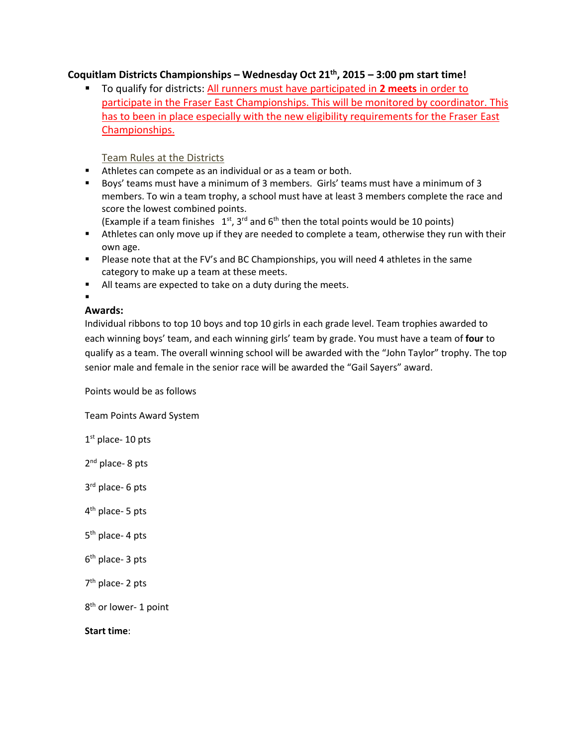**Coquitlam Districts Championships – Wednesday Oct 21th, 2015 – 3:00 pm start time!**

- To qualify for districts: All runners must have participated in **2 meets** in order to participate in the Fraser East Championships. This will be monitored by coordinator. This has to been in place especially with the new eligibility requirements for the Fraser East Championships.

Team Rules at the Districts

- Athletes can compete as an individual or as a team or both.
- Boys' teams must have a minimum of 3 members. Girls' teams must have a minimum of 3 members. To win a team trophy, a school must have at least 3 members complete the race and score the lowest combined points.
  (Example if a team finishes 1st, 3rd and 6th then the total points would be 10 points)
- Athletes can only move up if they are needed to complete a team, otherwise they run with their own age.
- Please note that at the FV's and BC Championships, you will need 4 athletes in the same category to make up a team at these meets.
- All teams are expected to take on a duty during the meets.
-

**Awards:**

Individual ribbons to top 10 boys and top 10 girls in each grade level. Team trophies awarded to each winning boys' team, and each winning girls' team by grade. You must have a team of **four** to qualify as a team. The overall winning school will be awarded with the "John Taylor" trophy. The top senior male and female in the senior race will be awarded the "Gail Sayers" award.

Points would be as follows

Team Points Award System

1st place- 10 pts

2nd place- 8 pts

3rd place- 6 pts

4th place- 5 pts

5th place- 4 pts

6th place- 3 pts

7th place- 2 pts

8th or lower- 1 point

**Start time**: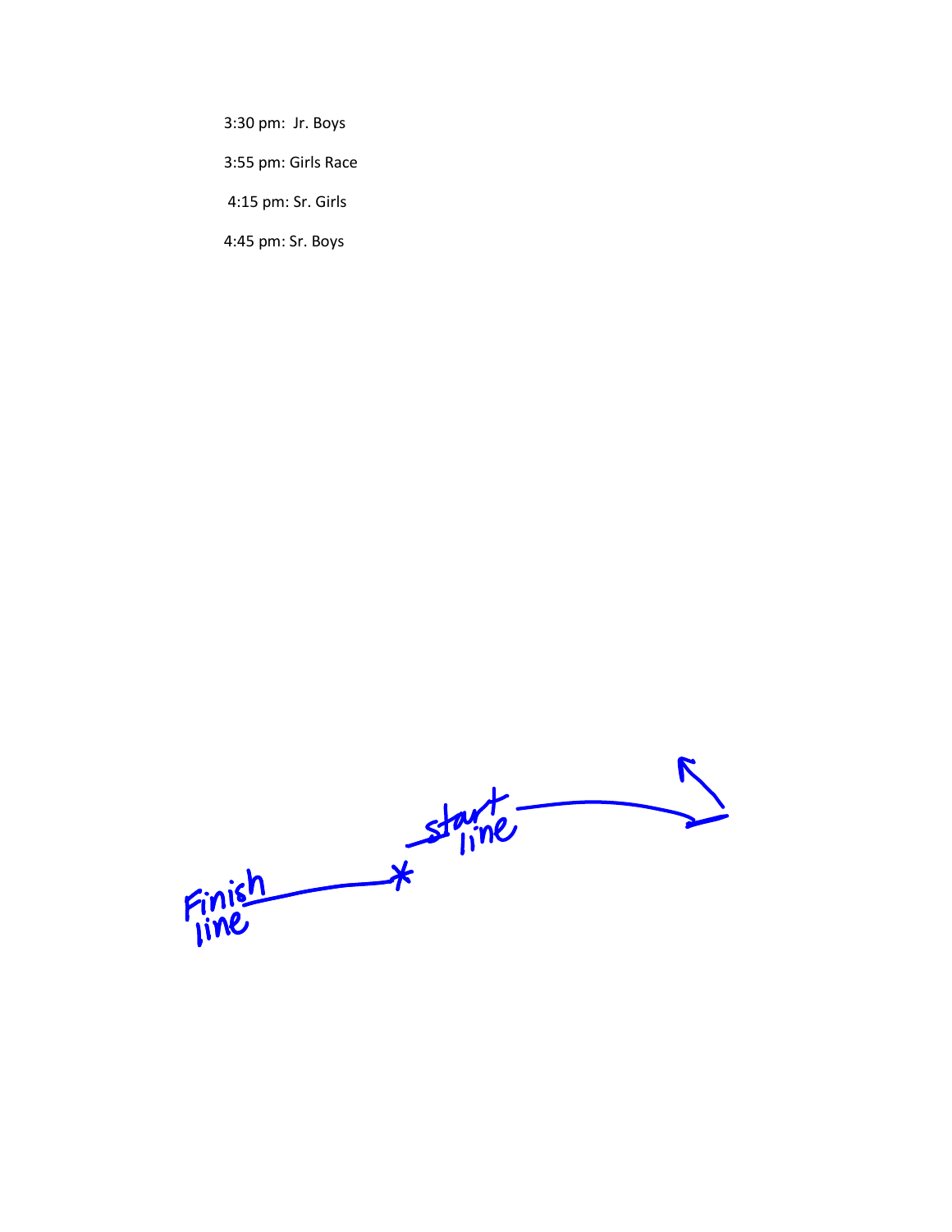3:30 pm: Jr. Boys

3:55 pm: Girls Race

4:15 pm: Sr. Girls

4:45 pm: Sr. Boys

Finish line

start line

*